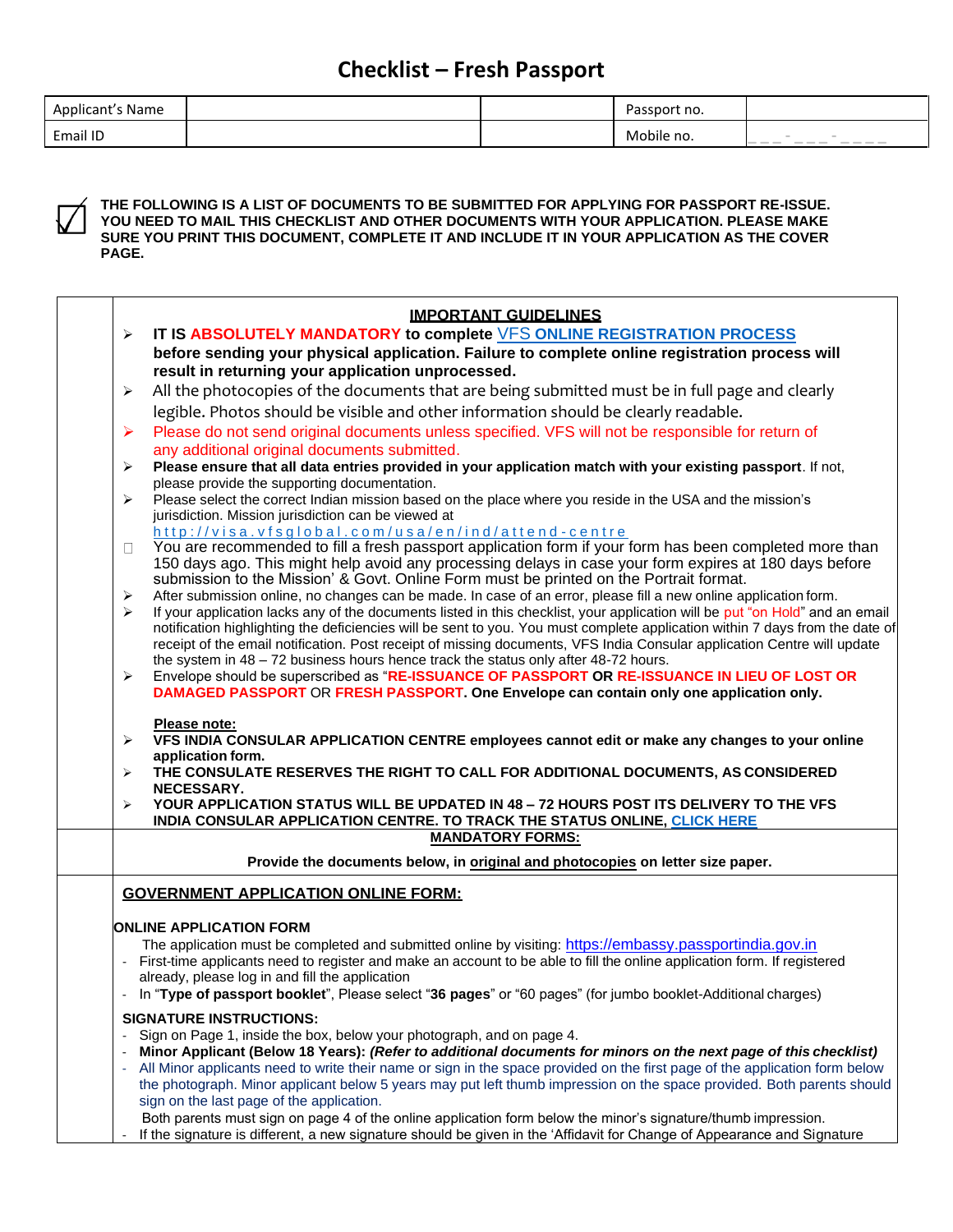# Checklist – Fresh Passport

| | | | | |
|---|---|---|---|---|
| Applicant's Name | | | Passport no. | |
| Email ID | | | Mobile no. | \_ \_ \_ - \_ \_ \_ - \_ \_ \_ \_ |

☑ **THE FOLLOWING IS A LIST OF DOCUMENTS TO BE SUBMITTED FOR APPLYING FOR PASSPORT RE-ISSUE. YOU NEED TO MAIL THIS CHECKLIST AND OTHER DOCUMENTS WITH YOUR APPLICATION. PLEASE MAKE SURE YOU PRINT THIS DOCUMENT, COMPLETE IT AND INCLUDE IT IN YOUR APPLICATION AS THE COVER PAGE.**

## IMPORTANT GUIDELINES

- **IT IS ABSOLUTELY MANDATORY to complete** VFS **ONLINE REGISTRATION PROCESS before sending your physical application. Failure to complete online registration process will result in returning your application unprocessed.**
- All the photocopies of the documents that are being submitted must be in full page and clearly legible. Photos should be visible and other information should be clearly readable.
- Please do not send original documents unless specified. VFS will not be responsible for return of any additional original documents submitted.
- **Please ensure that all data entries provided in your application match with your existing passport**. If not, please provide the supporting documentation.
- Please select the correct Indian mission based on the place where you reside in the USA and the mission's jurisdiction. Mission jurisdiction can be viewed at http://visa.vfsglobal.com/usa/en/ind/attend-centre
- You are recommended to fill a fresh passport application form if your form has been completed more than 150 days ago. This might help avoid any processing delays in case your form expires at 180 days before submission to the Mission' & Govt. Online Form must be printed on the Portrait format.
- After submission online, no changes can be made. In case of an error, please fill a new online application form.
- If your application lacks any of the documents listed in this checklist, your application will be put "on Hold" and an email notification highlighting the deficiencies will be sent to you. You must complete application within 7 days from the date of receipt of the email notification. Post receipt of missing documents, VFS India Consular application Centre will update the system in 48 – 72 business hours hence track the status only after 48-72 hours.
- Envelope should be superscribed as "**RE-ISSUANCE OF PASSPORT OR RE-ISSUANCE IN LIEU OF LOST OR DAMAGED PASSPORT** OR **FRESH PASSPORT. One Envelope can contain only one application only.**

**Please note:**

- **VFS INDIA CONSULAR APPLICATION CENTRE employees cannot edit or make any changes to your online application form.**
- **THE CONSULATE RESERVES THE RIGHT TO CALL FOR ADDITIONAL DOCUMENTS, AS CONSIDERED NECESSARY.**
- **YOUR APPLICATION STATUS WILL BE UPDATED IN 48 – 72 HOURS POST ITS DELIVERY TO THE VFS INDIA CONSULAR APPLICATION CENTRE. TO TRACK THE STATUS ONLINE, CLICK HERE**

## MANDATORY FORMS:

**Provide the documents below, in original and photocopies on letter size paper.**

### GOVERNMENT APPLICATION ONLINE FORM:

**ONLINE APPLICATION FORM**

The application must be completed and submitted online by visiting: https://embassy.passportindia.gov.in

- First-time applicants need to register and make an account to be able to fill the online application form. If registered already, please log in and fill the application
- In "**Type of passport booklet**", Please select "**36 pages**" or "60 pages" (for jumbo booklet-Additional charges)

**SIGNATURE INSTRUCTIONS:**

- Sign on Page 1, inside the box, below your photograph, and on page 4.
- **Minor Applicant (Below 18 Years):** ***(Refer to additional documents for minors on the next page of this checklist)***
- All Minor applicants need to write their name or sign in the space provided on the first page of the application form below the photograph. Minor applicant below 5 years may put left thumb impression on the space provided. Both parents should sign on the last page of the application.

  Both parents must sign on page 4 of the online application form below the minor's signature/thumb impression.
- If the signature is different, a new signature should be given in the 'Affidavit for Change of Appearance and Signature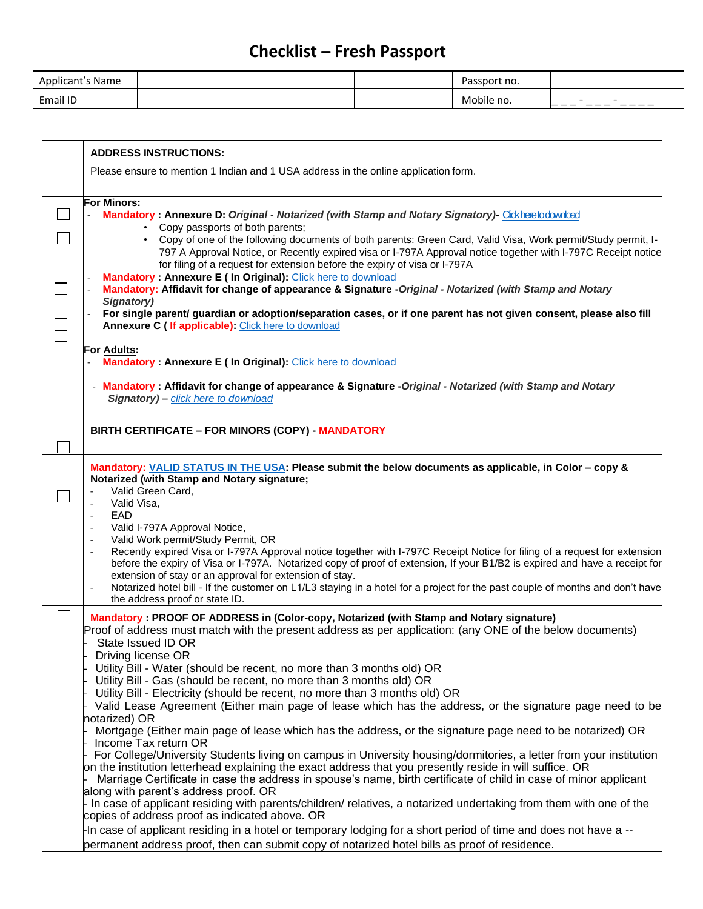# Checklist – Fresh Passport

| | | | | |
|---|---|---|---|---|
| Applicant's Name | | | Passport no. | |
| Email ID | | | Mobile no. | ___-___-____ |

| | |
|---|---|
| | **ADDRESS INSTRUCTIONS:**<br><br>Please ensure to mention 1 Indian and 1 USA address in the online application form. |
| ☐<br>☐<br>☐<br>☐<br>☐ | **For Minors:**<br>- **Mandatory : Annexure D:** ***Original - Notarized (with Stamp and Notary Signatory)*** **-** Click here to download<br>  • Copy passports of both parents;<br>  • Copy of one of the following documents of both parents: Green Card, Valid Visa, Work permit/Study permit, I-797 A Approval Notice, or Recently expired visa or I-797A Approval notice together with I-797C Receipt notice for filing of a request for extension before the expiry of visa or I-797A<br>- **Mandatory : Annexure E ( In Original):** Click here to download<br>- **Mandatory: Affidavit for change of appearance & Signature** ***-Original - Notarized (with Stamp and Notary Signatory)***<br>- **For single parent/ guardian or adoption/separation cases, or if one parent has not given consent, please also fill Annexure C ( If applicable):** Click here to download<br><br>**For Adults:**<br>- **Mandatory : Annexure E ( In Original):** Click here to download<br><br>- **Mandatory : Affidavit for change of appearance & Signature** ***-Original - Notarized (with Stamp and Notary Signatory) –*** *click here to download* |
| ☐ | **BIRTH CERTIFICATE – FOR MINORS (COPY) - MANDATORY** |
| ☐ | **Mandatory: VALID STATUS IN THE USA: Please submit the below documents as applicable, in Color – copy & Notarized (with Stamp and Notary signature;**<br>- Valid Green Card,<br>- Valid Visa,<br>- EAD<br>- Valid I-797A Approval Notice,<br>- Valid Work permit/Study Permit, OR<br>- Recently expired Visa or I-797A Approval notice together with I-797C Receipt Notice for filing of a request for extension before the expiry of Visa or I-797A. Notarized copy of proof of extension, If your B1/B2 is expired and have a receipt for extension of stay or an approval for extension of stay.<br>- Notarized hotel bill - If the customer on L1/L3 staying in a hotel for a project for the past couple of months and don't have the address proof or state ID. |
| ☐ | **Mandatory : PROOF OF ADDRESS in (Color-copy, Notarized (with Stamp and Notary signature)**<br>Proof of address must match with the present address as per application: (any ONE of the below documents)<br>- State Issued ID OR<br>- Driving license OR<br>- Utility Bill - Water (should be recent, no more than 3 months old) OR<br>- Utility Bill - Gas (should be recent, no more than 3 months old) OR<br>- Utility Bill - Electricity (should be recent, no more than 3 months old) OR<br>- Valid Lease Agreement (Either main page of lease which has the address, or the signature page need to be notarized) OR<br>- Mortgage (Either main page of lease which has the address, or the signature page need to be notarized) OR<br>- Income Tax return OR<br>- For College/University Students living on campus in University housing/dormitories, a letter from your institution on the institution letterhead explaining the exact address that you presently reside in will suffice. OR<br>- Marriage Certificate in case the address in spouse's name, birth certificate of child in case of minor applicant along with parent's address proof. OR<br>- In case of applicant residing with parents/children/ relatives, a notarized undertaking from them with one of the copies of address proof as indicated above. OR<br>-In case of applicant residing in a hotel or temporary lodging for a short period of time and does not have a --permanent address proof, then can submit copy of notarized hotel bills as proof of residence. |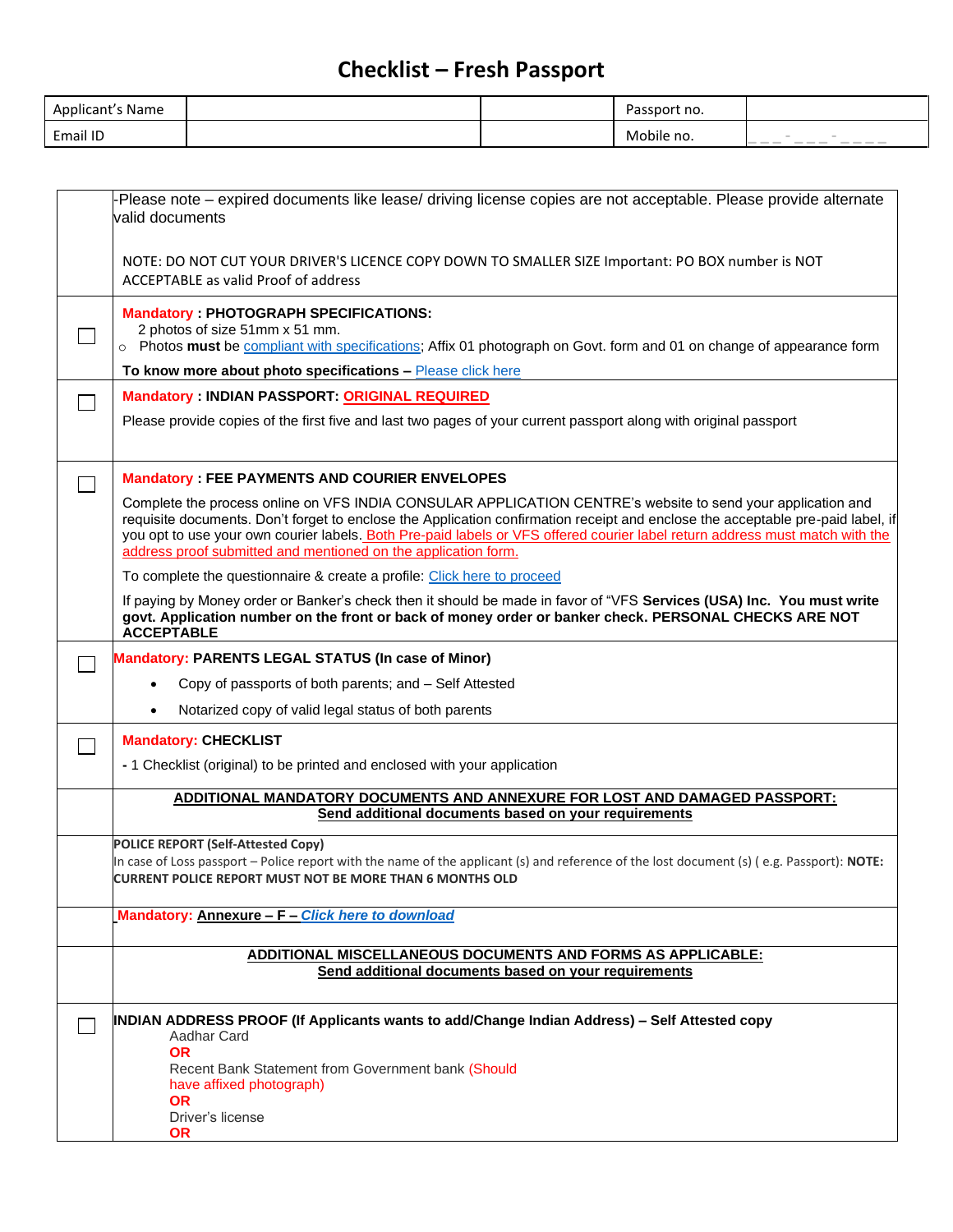# Checklist – Fresh Passport

| | | | | |
|---|---|---|---|---|
| Applicant's Name | | | Passport no. | |
| Email ID | | | Mobile no. | ___-___-____ |

| | |
|---|---|
| | -Please note – expired documents like lease/ driving license copies are not acceptable. Please provide alternate valid documents<br><br>NOTE: DO NOT CUT YOUR DRIVER'S LICENCE COPY DOWN TO SMALLER SIZE Important: PO BOX number is NOT ACCEPTABLE as valid Proof of address |
| ☐ | **Mandatory : PHOTOGRAPH SPECIFICATIONS:**<br>2 photos of size 51mm x 51 mm.<br>○ Photos **must** be compliant with specifications; Affix 01 photograph on Govt. form and 01 on change of appearance form<br>**To know more about photo specifications –** Please click here |
| ☐ | **Mandatory : INDIAN PASSPORT: ORIGINAL REQUIRED**<br>Please provide copies of the first five and last two pages of your current passport along with original passport |
| ☐ | **Mandatory : FEE PAYMENTS AND COURIER ENVELOPES**<br>Complete the process online on VFS INDIA CONSULAR APPLICATION CENTRE's website to send your application and requisite documents. Don't forget to enclose the Application confirmation receipt and enclose the acceptable pre-paid label, if you opt to use your own courier labels. Both Pre-paid labels or VFS offered courier label return address must match with the address proof submitted and mentioned on the application form.<br>To complete the questionnaire & create a profile: Click here to proceed<br>If paying by Money order or Banker's check then it should be made in favor of "VFS **Services (USA) Inc. You must write govt. Application number on the front or back of money order or banker check. PERSONAL CHECKS ARE NOT ACCEPTABLE** |
| ☐ | **Mandatory: PARENTS LEGAL STATUS (In case of Minor)**<br>• Copy of passports of both parents; and – Self Attested<br>• Notarized copy of valid legal status of both parents |
| ☐ | **Mandatory: CHECKLIST**<br>**-** 1 Checklist (original) to be printed and enclosed with your application |
| | **ADDITIONAL MANDATORY DOCUMENTS AND ANNEXURE FOR LOST AND DAMAGED PASSPORT:**<br>**Send additional documents based on your requirements** |
| | **POLICE REPORT (Self-Attested Copy)**<br>In case of Loss passport – Police report with the name of the applicant (s) and reference of the lost document (s) ( e.g. Passport): **NOTE: CURRENT POLICE REPORT MUST NOT BE MORE THAN 6 MONTHS OLD** |
| | **Mandatory: Annexure – F –** ***Click here to download*** |
| | **ADDITIONAL MISCELLANEOUS DOCUMENTS AND FORMS AS APPLICABLE:**<br>**Send additional documents based on your requirements** |
| ☐ | **INDIAN ADDRESS PROOF (If Applicants wants to add/Change Indian Address) – Self Attested copy**<br>Aadhar Card<br>**OR**<br>Recent Bank Statement from Government bank (Should have affixed photograph)<br>**OR**<br>Driver's license<br>**OR** |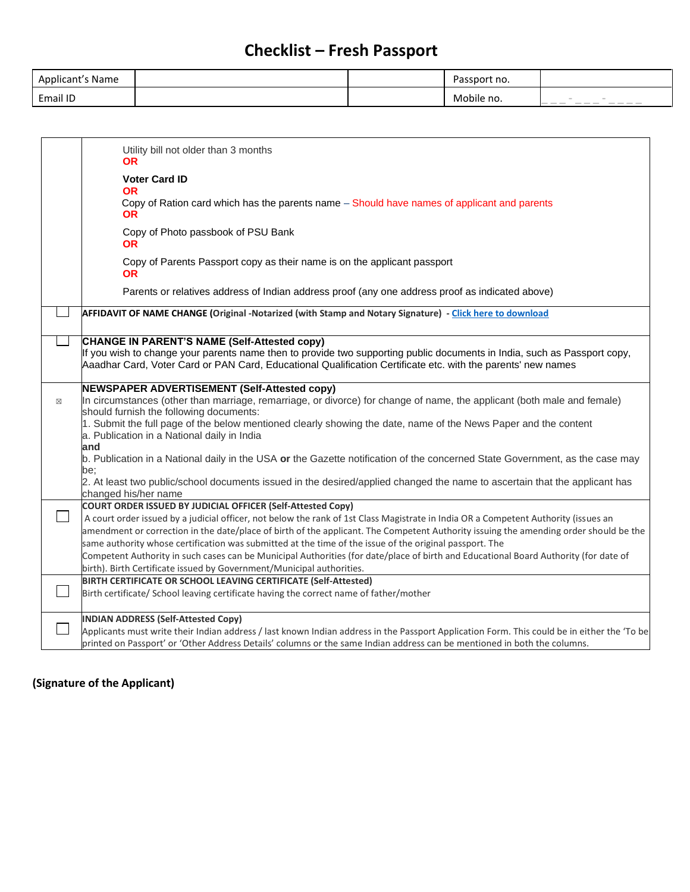# Checklist – Fresh Passport

| Applicant's Name | | | Passport no. | |
|---|---|---|---|---|
| Email ID | | | Mobile no. | ___-___-____ |

| | |
|---|---|
| | Utility bill not older than 3 months<br>**OR**<br>**Voter Card ID**<br>**OR**<br>Copy of Ration card which has the parents name – Should have names of applicant and parents<br>**OR**<br>Copy of Photo passbook of PSU Bank<br>**OR**<br>Copy of Parents Passport copy as their name is on the applicant passport<br>**OR**<br>Parents or relatives address of Indian address proof (any one address proof as indicated above) |
| ☐ | **AFFIDAVIT OF NAME CHANGE (Original -Notarized (with Stamp and Notary Signature)** - **Click here to download** |
| ☐ | **CHANGE IN PARENT'S NAME (Self-Attested copy)**<br>If you wish to change your parents name then to provide two supporting public documents in India, such as Passport copy, Aadhar Card, Voter Card or PAN Card, Educational Qualification Certificate etc. with the parents' new names |
| ☒ | **NEWSPAPER ADVERTISEMENT (Self-Attested copy)**<br>In circumstances (other than marriage, remarriage, or divorce) for change of name, the applicant (both male and female) should furnish the following documents:<br>1. Submit the full page of the below mentioned clearly showing the date, name of the News Paper and the content<br>a. Publication in a National daily in India<br>**and**<br>b. Publication in a National daily in the USA **or** the Gazette notification of the concerned State Government, as the case may be;<br>2. At least two public/school documents issued in the desired/applied changed the name to ascertain that the applicant has changed his/her name |
| ☐ | **COURT ORDER ISSUED BY JUDICIAL OFFICER (Self-Attested Copy)**<br>A court order issued by a judicial officer, not below the rank of 1st Class Magistrate in India OR a Competent Authority (issues an amendment or correction in the date/place of birth of the applicant. The Competent Authority issuing the amending order should be the same authority whose certification was submitted at the time of the issue of the original passport. The Competent Authority in such cases can be Municipal Authorities (for date/place of birth and Educational Board Authority (for date of birth). Birth Certificate issued by Government/Municipal authorities. |
| ☐ | **BIRTH CERTIFICATE OR SCHOOL LEAVING CERTIFICATE (Self-Attested)**<br>Birth certificate/ School leaving certificate having the correct name of father/mother |
| ☐ | **INDIAN ADDRESS (Self-Attested Copy)**<br>Applicants must write their Indian address / last known Indian address in the Passport Application Form. This could be in either the 'To be printed on Passport' or 'Other Address Details' columns or the same Indian address can be mentioned in both the columns. |

**(Signature of the Applicant)**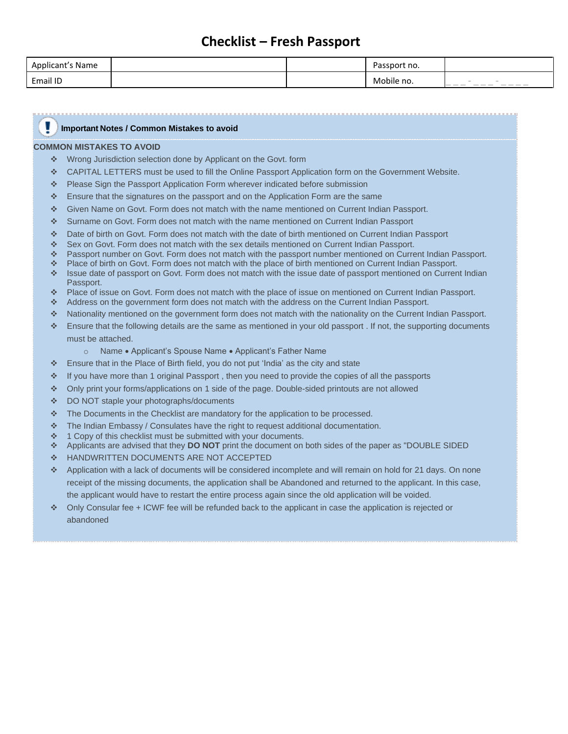# Checklist – Fresh Passport

| | | | | |
|---|---|---|---|---|
| Applicant's Name | | | Passport no. | |
| Email ID | | | Mobile no. | _ _ _ - _ _ _ - _ _ _ _ |

**Important Notes / Common Mistakes to avoid**

**COMMON MISTAKES TO AVOID**

- Wrong Jurisdiction selection done by Applicant on the Govt. form
- CAPITAL LETTERS must be used to fill the Online Passport Application form on the Government Website.
- Please Sign the Passport Application Form wherever indicated before submission
- Ensure that the signatures on the passport and on the Application Form are the same
- Given Name on Govt. Form does not match with the name mentioned on Current Indian Passport.
- Surname on Govt. Form does not match with the name mentioned on Current Indian Passport
- Date of birth on Govt. Form does not match with the date of birth mentioned on Current Indian Passport
- Sex on Govt. Form does not match with the sex details mentioned on Current Indian Passport.
- Passport number on Govt. Form does not match with the passport number mentioned on Current Indian Passport.
- Place of birth on Govt. Form does not match with the place of birth mentioned on Current Indian Passport.
- Issue date of passport on Govt. Form does not match with the issue date of passport mentioned on Current Indian Passport.
- Place of issue on Govt. Form does not match with the place of issue on mentioned on Current Indian Passport.
- Address on the government form does not match with the address on the Current Indian Passport.
- Nationality mentioned on the government form does not match with the nationality on the Current Indian Passport.
- Ensure that the following details are the same as mentioned in your old passport . If not, the supporting documents must be attached.
  - Name • Applicant's Spouse Name • Applicant's Father Name
- Ensure that in the Place of Birth field, you do not put 'India' as the city and state
- If you have more than 1 original Passport , then you need to provide the copies of all the passports
- Only print your forms/applications on 1 side of the page. Double-sided printouts are not allowed
- DO NOT staple your photographs/documents
- The Documents in the Checklist are mandatory for the application to be processed.
- The Indian Embassy / Consulates have the right to request additional documentation.
- 1 Copy of this checklist must be submitted with your documents.
- Applicants are advised that they **DO NOT** print the document on both sides of the paper as "DOUBLE SIDED
- HANDWRITTEN DOCUMENTS ARE NOT ACCEPTED
- Application with a lack of documents will be considered incomplete and will remain on hold for 21 days. On none receipt of the missing documents, the application shall be Abandoned and returned to the applicant. In this case, the applicant would have to restart the entire process again since the old application will be voided.
- Only Consular fee + ICWF fee will be refunded back to the applicant in case the application is rejected or abandoned